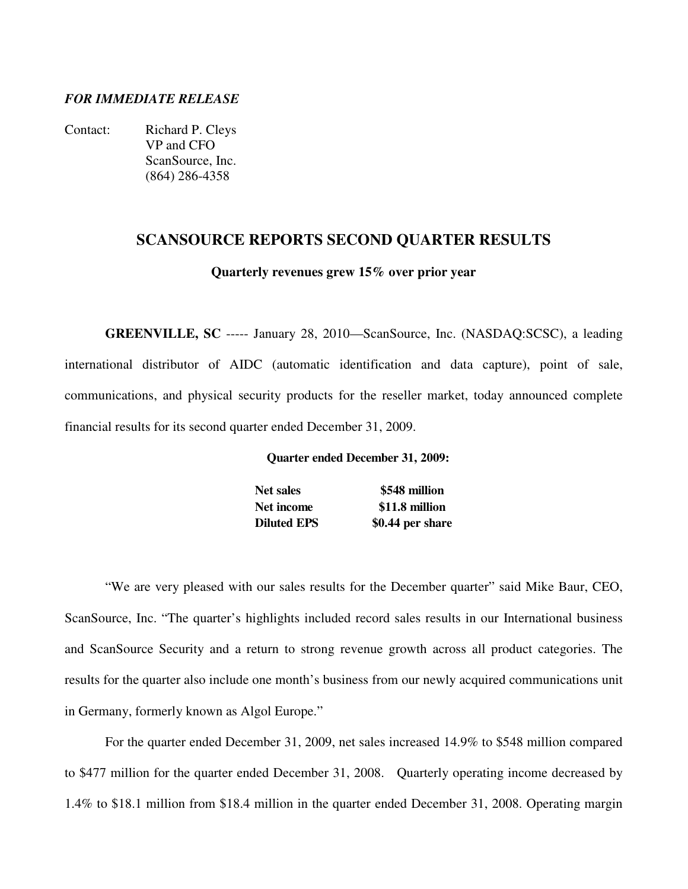***FOR IMMEDIATE RELEASE***

Contact: Richard P. Cleys
VP and CFO
ScanSource, Inc.
(864) 286-4358

# SCANSOURCE REPORTS SECOND QUARTER RESULTS

**Quarterly revenues grew 15% over prior year**

**GREENVILLE, SC** ----- January 28, 2010—ScanSource, Inc. (NASDAQ:SCSC), a leading international distributor of AIDC (automatic identification and data capture), point of sale, communications, and physical security products for the reseller market, today announced complete financial results for its second quarter ended December 31, 2009.

**Quarter ended December 31, 2009:**

| | |
|---|---|
| **Net sales** | **$548 million** |
| **Net income** | **$11.8 million** |
| **Diluted EPS** | **$0.44 per share** |

"We are very pleased with our sales results for the December quarter" said Mike Baur, CEO, ScanSource, Inc. "The quarter's highlights included record sales results in our International business and ScanSource Security and a return to strong revenue growth across all product categories. The results for the quarter also include one month's business from our newly acquired communications unit in Germany, formerly known as Algol Europe."

For the quarter ended December 31, 2009, net sales increased 14.9% to $548 million compared to $477 million for the quarter ended December 31, 2008. Quarterly operating income decreased by 1.4% to $18.1 million from $18.4 million in the quarter ended December 31, 2008. Operating margin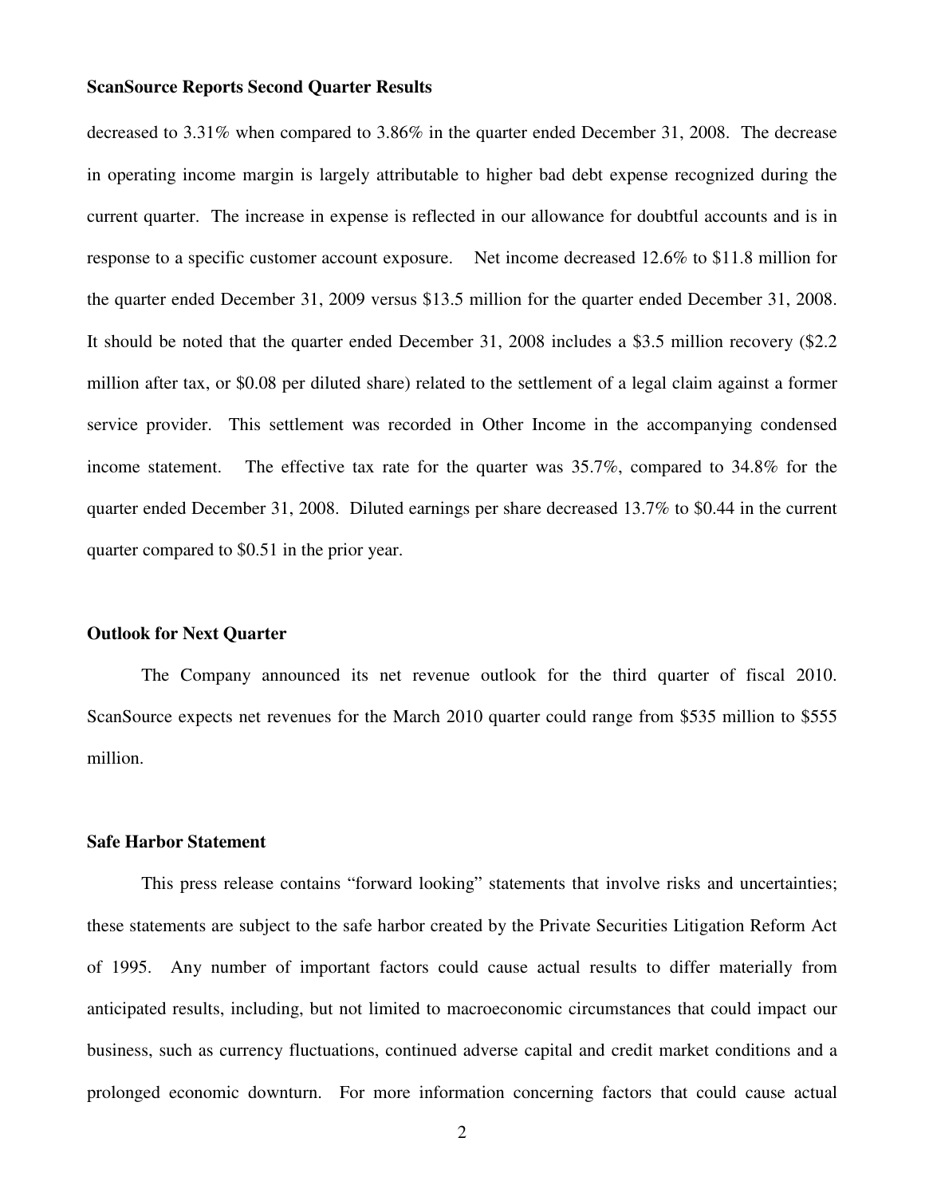decreased to 3.31% when compared to 3.86% in the quarter ended December 31, 2008. The decrease in operating income margin is largely attributable to higher bad debt expense recognized during the current quarter. The increase in expense is reflected in our allowance for doubtful accounts and is in response to a specific customer account exposure. Net income decreased 12.6% to $11.8 million for the quarter ended December 31, 2009 versus $13.5 million for the quarter ended December 31, 2008. It should be noted that the quarter ended December 31, 2008 includes a $3.5 million recovery ($2.2 million after tax, or $0.08 per diluted share) related to the settlement of a legal claim against a former service provider. This settlement was recorded in Other Income in the accompanying condensed income statement. The effective tax rate for the quarter was 35.7%, compared to 34.8% for the quarter ended December 31, 2008. Diluted earnings per share decreased 13.7% to $0.44 in the current quarter compared to $0.51 in the prior year.

**Outlook for Next Quarter**

The Company announced its net revenue outlook for the third quarter of fiscal 2010. ScanSource expects net revenues for the March 2010 quarter could range from $535 million to $555 million.

**Safe Harbor Statement**

This press release contains "forward looking" statements that involve risks and uncertainties; these statements are subject to the safe harbor created by the Private Securities Litigation Reform Act of 1995. Any number of important factors could cause actual results to differ materially from anticipated results, including, but not limited to macroeconomic circumstances that could impact our business, such as currency fluctuations, continued adverse capital and credit market conditions and a prolonged economic downturn. For more information concerning factors that could cause actual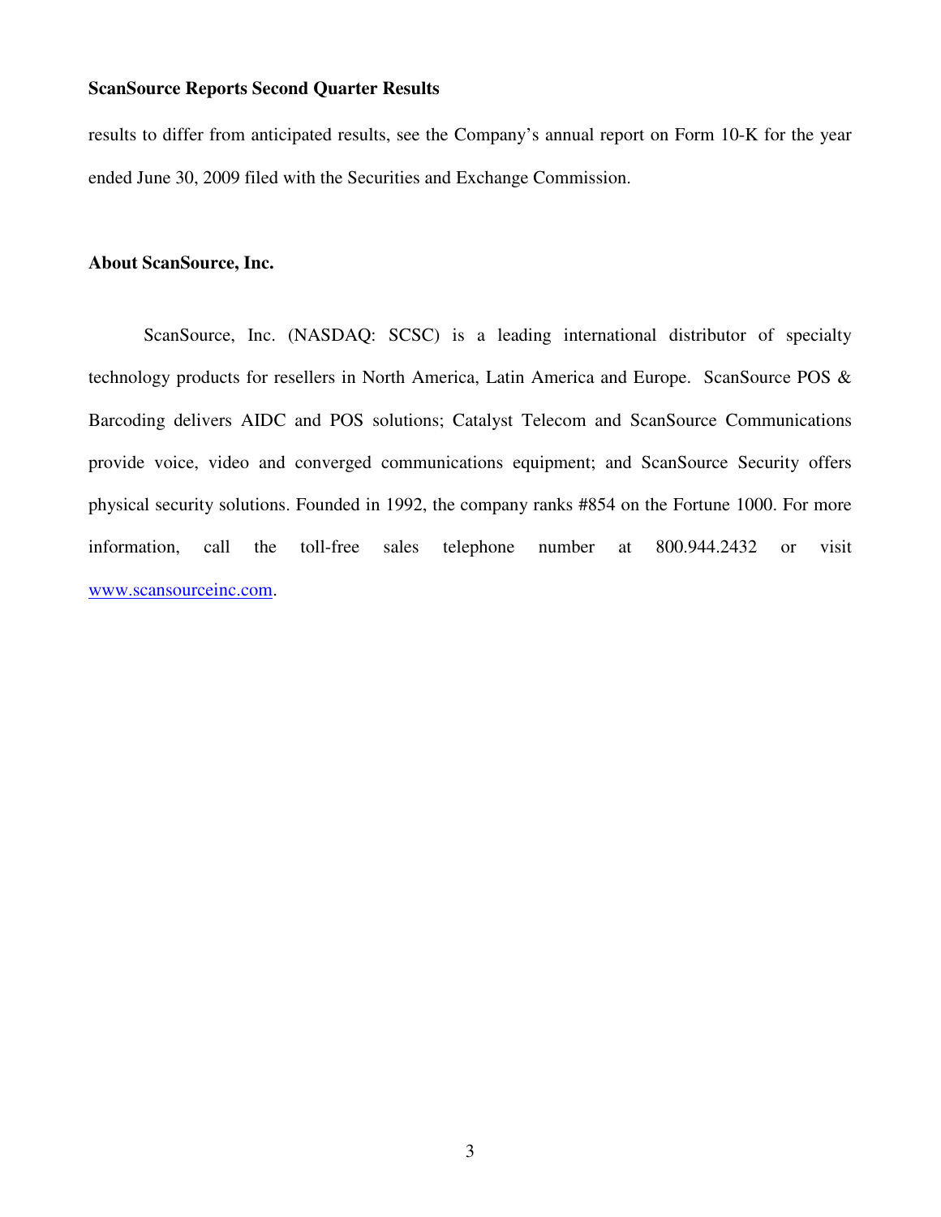results to differ from anticipated results, see the Company's annual report on Form 10-K for the year ended June 30, 2009 filed with the Securities and Exchange Commission.

**About ScanSource, Inc.**

ScanSource, Inc. (NASDAQ: SCSC) is a leading international distributor of specialty technology products for resellers in North America, Latin America and Europe. ScanSource POS & Barcoding delivers AIDC and POS solutions; Catalyst Telecom and ScanSource Communications provide voice, video and converged communications equipment; and ScanSource Security offers physical security solutions. Founded in 1992, the company ranks #854 on the Fortune 1000. For more information, call the toll-free sales telephone number at 800.944.2432 or visit www.scansourceinc.com.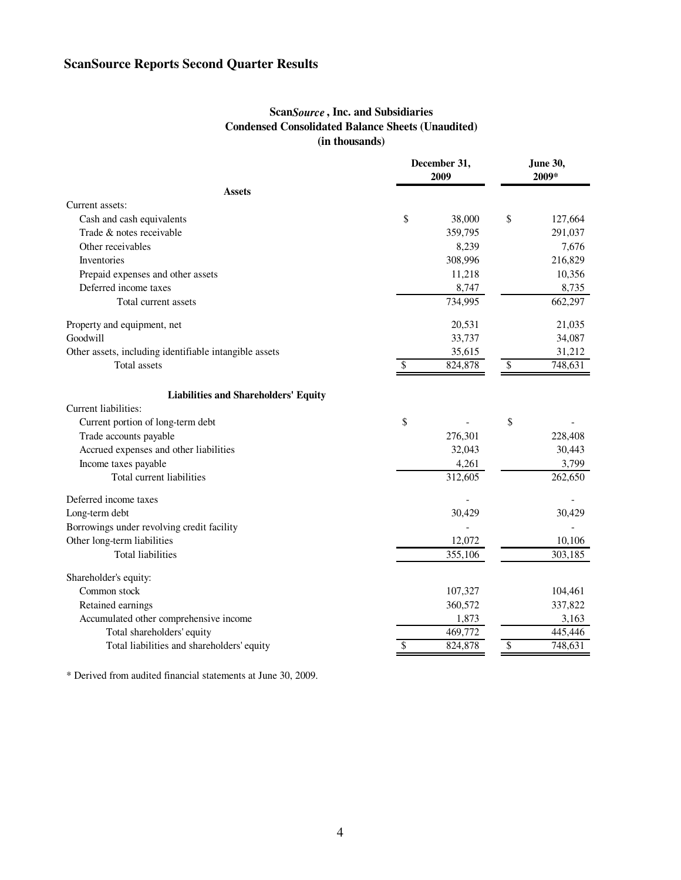# ScanSource Reports Second Quarter Results

**Scan*Source* , Inc. and Subsidiaries**
**Condensed Consolidated Balance Sheets (Unaudited)**
**(in thousands)**

| | December 31, 2009 | June 30, 2009* |
|---|---|---|
| **Assets** | | |
| Current assets: | | |
| Cash and cash equivalents | $ 38,000 | $ 127,664 |
| Trade & notes receivable | 359,795 | 291,037 |
| Other receivables | 8,239 | 7,676 |
| Inventories | 308,996 | 216,829 |
| Prepaid expenses and other assets | 11,218 | 10,356 |
| Deferred income taxes | 8,747 | 8,735 |
| Total current assets | 734,995 | 662,297 |
| Property and equipment, net | 20,531 | 21,035 |
| Goodwill | 33,737 | 34,087 |
| Other assets, including identifiable intangible assets | 35,615 | 31,212 |
| Total assets | $ 824,878 | $ 748,631 |
| **Liabilities and Shareholders' Equity** | | |
| Current liabilities: | | |
| Current portion of long-term debt | $ - | $ - |
| Trade accounts payable | 276,301 | 228,408 |
| Accrued expenses and other liabilities | 32,043 | 30,443 |
| Income taxes payable | 4,261 | 3,799 |
| Total current liabilities | 312,605 | 262,650 |
| Deferred income taxes | - | - |
| Long-term debt | 30,429 | 30,429 |
| Borrowings under revolving credit facility | - | - |
| Other long-term liabilities | 12,072 | 10,106 |
| Total liabilities | 355,106 | 303,185 |
| Shareholder's equity: | | |
| Common stock | 107,327 | 104,461 |
| Retained earnings | 360,572 | 337,822 |
| Accumulated other comprehensive income | 1,873 | 3,163 |
| Total shareholders' equity | 469,772 | 445,446 |
| Total liabilities and shareholders' equity | $ 824,878 | $ 748,631 |

* Derived from audited financial statements at June 30, 2009.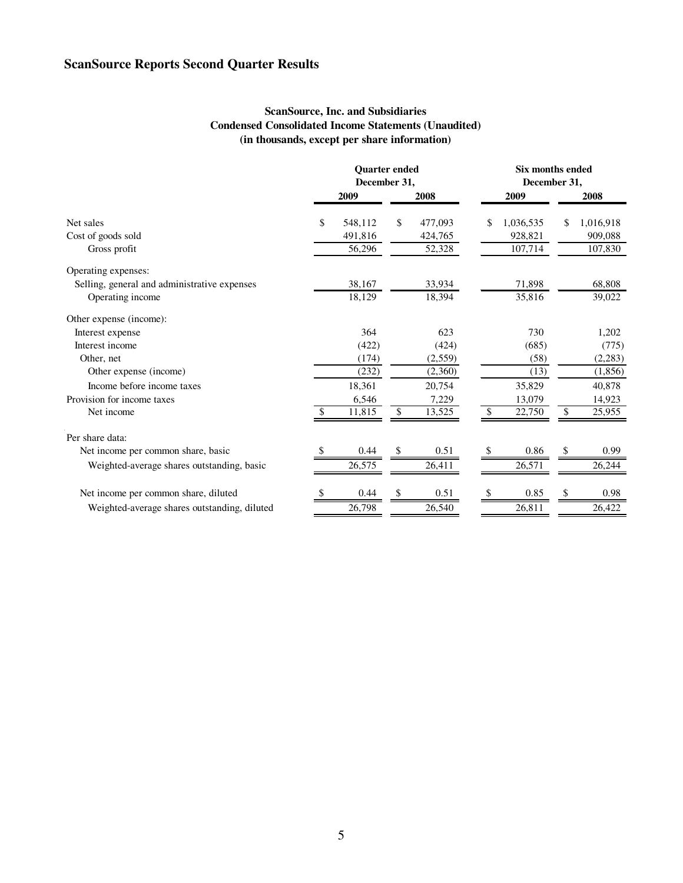# ScanSource Reports Second Quarter Results

**ScanSource, Inc. and Subsidiaries**
**Condensed Consolidated Income Statements (Unaudited)**
**(in thousands, except per share information)**

| | Quarter ended December 31, | | Six months ended December 31, | |
|---|---|---|---|---|
| | 2009 | 2008 | 2009 | 2008 |
| Net sales | $ 548,112 | $ 477,093 | $ 1,036,535 | $ 1,016,918 |
| Cost of goods sold | 491,816 | 424,765 | 928,821 | 909,088 |
| Gross profit | 56,296 | 52,328 | 107,714 | 107,830 |
| Operating expenses: | | | | |
| Selling, general and administrative expenses | 38,167 | 33,934 | 71,898 | 68,808 |
| Operating income | 18,129 | 18,394 | 35,816 | 39,022 |
| Other expense (income): | | | | |
| Interest expense | 364 | 623 | 730 | 1,202 |
| Interest income | (422) | (424) | (685) | (775) |
| Other, net | (174) | (2,559) | (58) | (2,283) |
| Other expense (income) | (232) | (2,360) | (13) | (1,856) |
| Income before income taxes | 18,361 | 20,754 | 35,829 | 40,878 |
| Provision for income taxes | 6,546 | 7,229 | 13,079 | 14,923 |
| Net income | $ 11,815 | $ 13,525 | $ 22,750 | $ 25,955 |
| Per share data: | | | | |
| Net income per common share, basic | $ 0.44 | $ 0.51 | $ 0.86 | $ 0.99 |
| Weighted-average shares outstanding, basic | 26,575 | 26,411 | 26,571 | 26,244 |
| Net income per common share, diluted | $ 0.44 | $ 0.51 | $ 0.85 | $ 0.98 |
| Weighted-average shares outstanding, diluted | 26,798 | 26,540 | 26,811 | 26,422 |